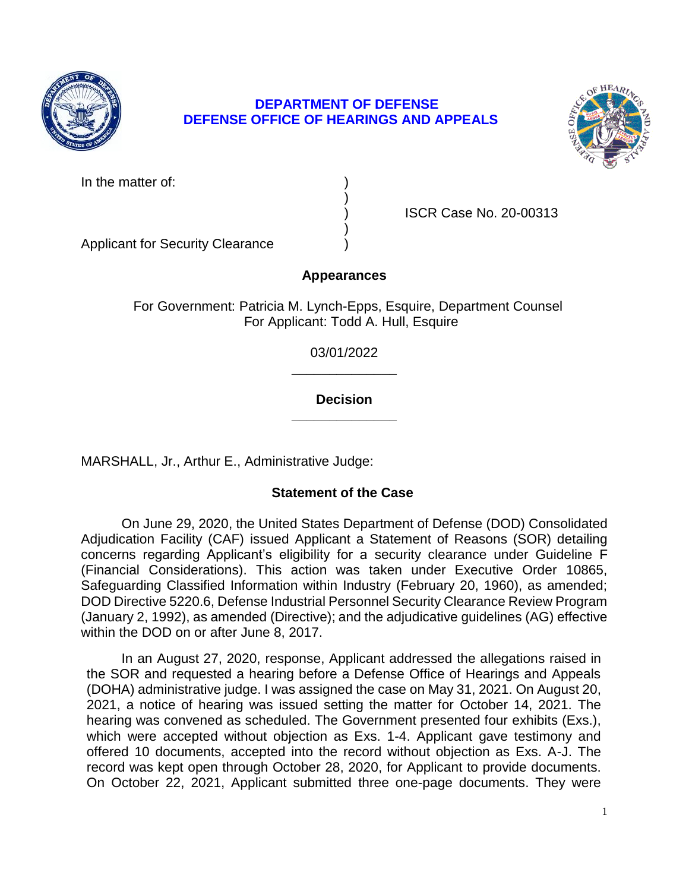**DEPARTMENT OF DEFENSE**
**DEFENSE OFFICE OF HEARINGS AND APPEALS**

| | | |
|---|---|---|
| In the matter of: | ) | |
| | ) | |
| | ) | ISCR Case No. 20-00313 |
| | ) | |
| Applicant for Security Clearance | ) | |

## Appearances

For Government: Patricia M. Lynch-Epps, Esquire, Department Counsel
For Applicant: Todd A. Hull, Esquire

03/01/2022

______________

## Decision

______________

MARSHALL, Jr., Arthur E., Administrative Judge:

## Statement of the Case

On June 29, 2020, the United States Department of Defense (DOD) Consolidated Adjudication Facility (CAF) issued Applicant a Statement of Reasons (SOR) detailing concerns regarding Applicant's eligibility for a security clearance under Guideline F (Financial Considerations). This action was taken under Executive Order 10865, Safeguarding Classified Information within Industry (February 20, 1960), as amended; DOD Directive 5220.6, Defense Industrial Personnel Security Clearance Review Program (January 2, 1992), as amended (Directive); and the adjudicative guidelines (AG) effective within the DOD on or after June 8, 2017.

In an August 27, 2020, response, Applicant addressed the allegations raised in the SOR and requested a hearing before a Defense Office of Hearings and Appeals (DOHA) administrative judge. I was assigned the case on May 31, 2021. On August 20, 2021, a notice of hearing was issued setting the matter for October 14, 2021. The hearing was convened as scheduled. The Government presented four exhibits (Exs.), which were accepted without objection as Exs. 1-4. Applicant gave testimony and offered 10 documents, accepted into the record without objection as Exs. A-J. The record was kept open through October 28, 2020, for Applicant to provide documents. On October 22, 2021, Applicant submitted three one-page documents. They were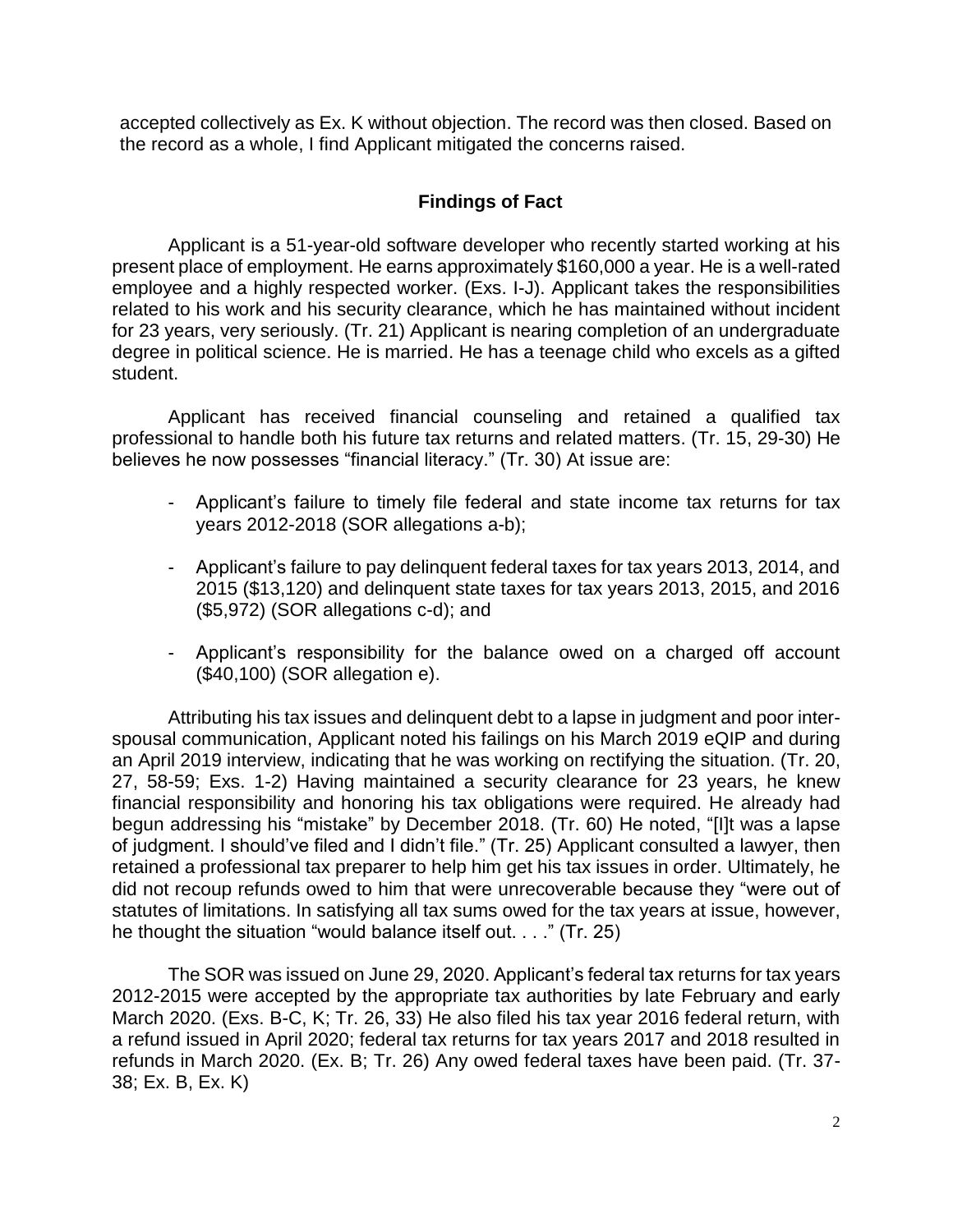accepted collectively as Ex. K without objection. The record was then closed. Based on the record as a whole, I find Applicant mitigated the concerns raised.

## Findings of Fact

Applicant is a 51-year-old software developer who recently started working at his present place of employment. He earns approximately $160,000 a year. He is a well-rated employee and a highly respected worker. (Exs. I-J). Applicant takes the responsibilities related to his work and his security clearance, which he has maintained without incident for 23 years, very seriously. (Tr. 21) Applicant is nearing completion of an undergraduate degree in political science. He is married. He has a teenage child who excels as a gifted student.

Applicant has received financial counseling and retained a qualified tax professional to handle both his future tax returns and related matters. (Tr. 15, 29-30) He believes he now possesses "financial literacy." (Tr. 30) At issue are:

- Applicant's failure to timely file federal and state income tax returns for tax years 2012-2018 (SOR allegations a-b);
- Applicant's failure to pay delinquent federal taxes for tax years 2013, 2014, and 2015 ($13,120) and delinquent state taxes for tax years 2013, 2015, and 2016 ($5,972) (SOR allegations c-d); and
- Applicant's responsibility for the balance owed on a charged off account ($40,100) (SOR allegation e).

Attributing his tax issues and delinquent debt to a lapse in judgment and poor inter-spousal communication, Applicant noted his failings on his March 2019 eQIP and during an April 2019 interview, indicating that he was working on rectifying the situation. (Tr. 20, 27, 58-59; Exs. 1-2) Having maintained a security clearance for 23 years, he knew financial responsibility and honoring his tax obligations were required. He already had begun addressing his "mistake" by December 2018. (Tr. 60) He noted, "[I]t was a lapse of judgment. I should've filed and I didn't file." (Tr. 25) Applicant consulted a lawyer, then retained a professional tax preparer to help him get his tax issues in order. Ultimately, he did not recoup refunds owed to him that were unrecoverable because they "were out of statutes of limitations. In satisfying all tax sums owed for the tax years at issue, however, he thought the situation "would balance itself out. . . ." (Tr. 25)

The SOR was issued on June 29, 2020. Applicant's federal tax returns for tax years 2012-2015 were accepted by the appropriate tax authorities by late February and early March 2020. (Exs. B-C, K; Tr. 26, 33) He also filed his tax year 2016 federal return, with a refund issued in April 2020; federal tax returns for tax years 2017 and 2018 resulted in refunds in March 2020. (Ex. B; Tr. 26) Any owed federal taxes have been paid. (Tr. 37-38; Ex. B, Ex. K)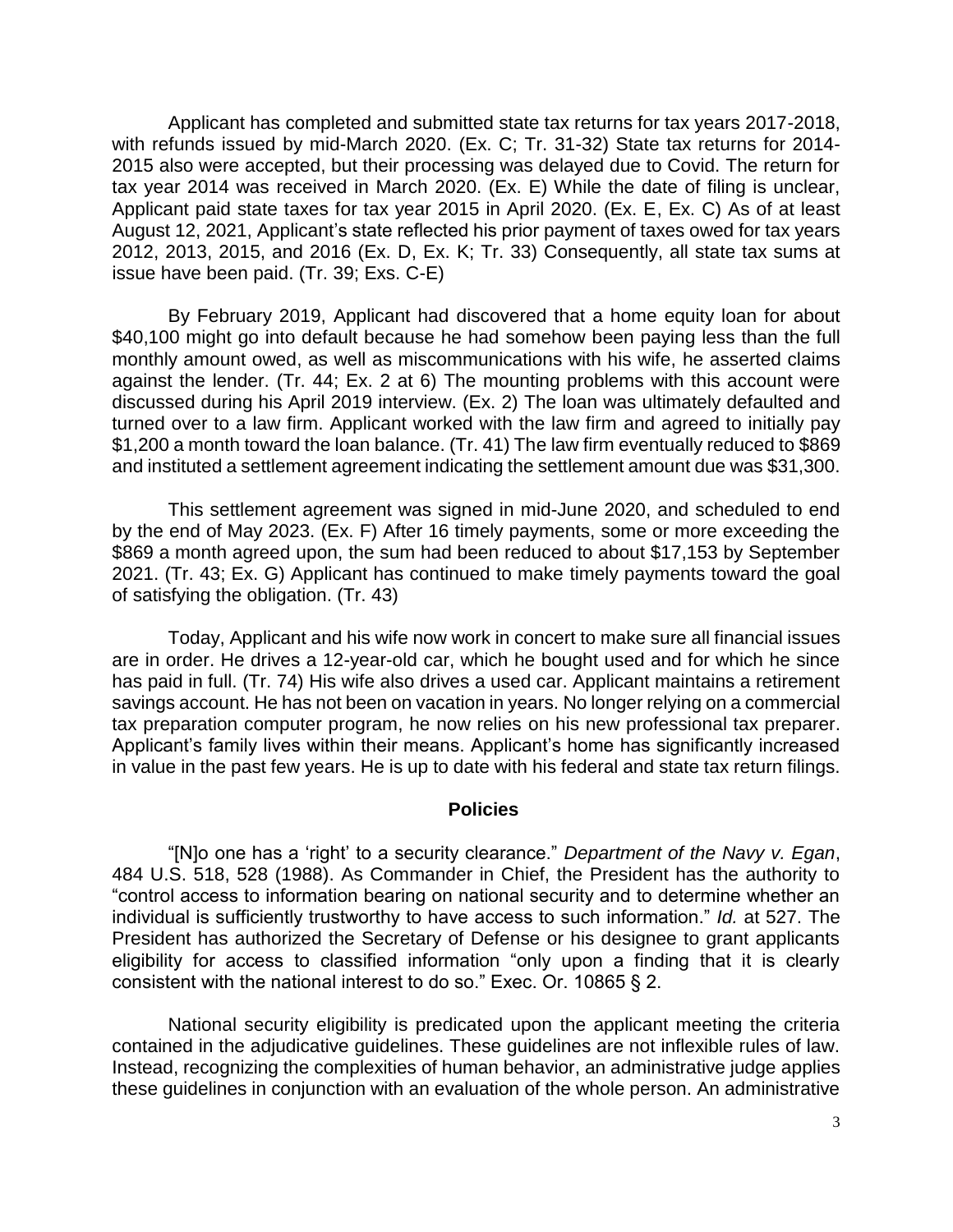Applicant has completed and submitted state tax returns for tax years 2017-2018, with refunds issued by mid-March 2020. (Ex. C; Tr. 31-32) State tax returns for 2014-2015 also were accepted, but their processing was delayed due to Covid. The return for tax year 2014 was received in March 2020. (Ex. E) While the date of filing is unclear, Applicant paid state taxes for tax year 2015 in April 2020. (Ex. E, Ex. C) As of at least August 12, 2021, Applicant's state reflected his prior payment of taxes owed for tax years 2012, 2013, 2015, and 2016 (Ex. D, Ex. K; Tr. 33) Consequently, all state tax sums at issue have been paid. (Tr. 39; Exs. C-E)

By February 2019, Applicant had discovered that a home equity loan for about $40,100 might go into default because he had somehow been paying less than the full monthly amount owed, as well as miscommunications with his wife, he asserted claims against the lender. (Tr. 44; Ex. 2 at 6) The mounting problems with this account were discussed during his April 2019 interview. (Ex. 2) The loan was ultimately defaulted and turned over to a law firm. Applicant worked with the law firm and agreed to initially pay $1,200 a month toward the loan balance. (Tr. 41) The law firm eventually reduced to $869 and instituted a settlement agreement indicating the settlement amount due was $31,300.

This settlement agreement was signed in mid-June 2020, and scheduled to end by the end of May 2023. (Ex. F) After 16 timely payments, some or more exceeding the $869 a month agreed upon, the sum had been reduced to about $17,153 by September 2021. (Tr. 43; Ex. G) Applicant has continued to make timely payments toward the goal of satisfying the obligation. (Tr. 43)

Today, Applicant and his wife now work in concert to make sure all financial issues are in order. He drives a 12-year-old car, which he bought used and for which he since has paid in full. (Tr. 74) His wife also drives a used car. Applicant maintains a retirement savings account. He has not been on vacation in years. No longer relying on a commercial tax preparation computer program, he now relies on his new professional tax preparer. Applicant's family lives within their means. Applicant's home has significantly increased in value in the past few years. He is up to date with his federal and state tax return filings.

## Policies

"[N]o one has a 'right' to a security clearance." *Department of the Navy v. Egan*, 484 U.S. 518, 528 (1988). As Commander in Chief, the President has the authority to "control access to information bearing on national security and to determine whether an individual is sufficiently trustworthy to have access to such information." *Id.* at 527. The President has authorized the Secretary of Defense or his designee to grant applicants eligibility for access to classified information "only upon a finding that it is clearly consistent with the national interest to do so." Exec. Or. 10865 § 2.

National security eligibility is predicated upon the applicant meeting the criteria contained in the adjudicative guidelines. These guidelines are not inflexible rules of law. Instead, recognizing the complexities of human behavior, an administrative judge applies these guidelines in conjunction with an evaluation of the whole person. An administrative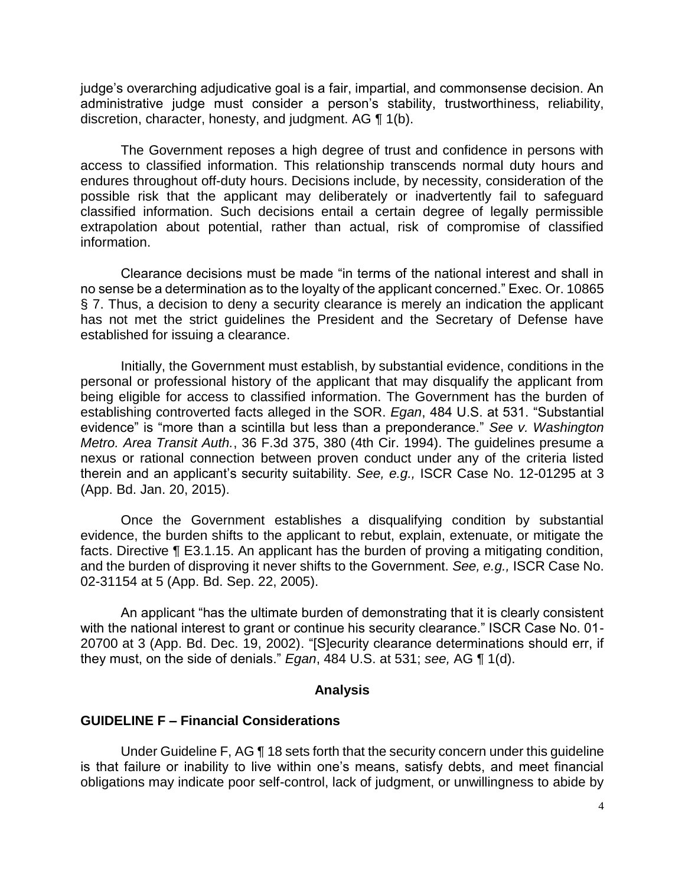judge's overarching adjudicative goal is a fair, impartial, and commonsense decision. An administrative judge must consider a person's stability, trustworthiness, reliability, discretion, character, honesty, and judgment. AG ¶ 1(b).

The Government reposes a high degree of trust and confidence in persons with access to classified information. This relationship transcends normal duty hours and endures throughout off-duty hours. Decisions include, by necessity, consideration of the possible risk that the applicant may deliberately or inadvertently fail to safeguard classified information. Such decisions entail a certain degree of legally permissible extrapolation about potential, rather than actual, risk of compromise of classified information.

Clearance decisions must be made "in terms of the national interest and shall in no sense be a determination as to the loyalty of the applicant concerned." Exec. Or. 10865 § 7. Thus, a decision to deny a security clearance is merely an indication the applicant has not met the strict guidelines the President and the Secretary of Defense have established for issuing a clearance.

Initially, the Government must establish, by substantial evidence, conditions in the personal or professional history of the applicant that may disqualify the applicant from being eligible for access to classified information. The Government has the burden of establishing controverted facts alleged in the SOR. *Egan*, 484 U.S. at 531. "Substantial evidence" is "more than a scintilla but less than a preponderance." *See v. Washington Metro. Area Transit Auth.*, 36 F.3d 375, 380 (4th Cir. 1994). The guidelines presume a nexus or rational connection between proven conduct under any of the criteria listed therein and an applicant's security suitability. *See, e.g.,* ISCR Case No. 12-01295 at 3 (App. Bd. Jan. 20, 2015).

Once the Government establishes a disqualifying condition by substantial evidence, the burden shifts to the applicant to rebut, explain, extenuate, or mitigate the facts. Directive ¶ E3.1.15. An applicant has the burden of proving a mitigating condition, and the burden of disproving it never shifts to the Government. *See, e.g.,* ISCR Case No. 02-31154 at 5 (App. Bd. Sep. 22, 2005).

An applicant "has the ultimate burden of demonstrating that it is clearly consistent with the national interest to grant or continue his security clearance." ISCR Case No. 01-20700 at 3 (App. Bd. Dec. 19, 2002). "[S]ecurity clearance determinations should err, if they must, on the side of denials." *Egan*, 484 U.S. at 531; *see,* AG ¶ 1(d).

## Analysis

### GUIDELINE F – Financial Considerations

Under Guideline F, AG ¶ 18 sets forth that the security concern under this guideline is that failure or inability to live within one's means, satisfy debts, and meet financial obligations may indicate poor self-control, lack of judgment, or unwillingness to abide by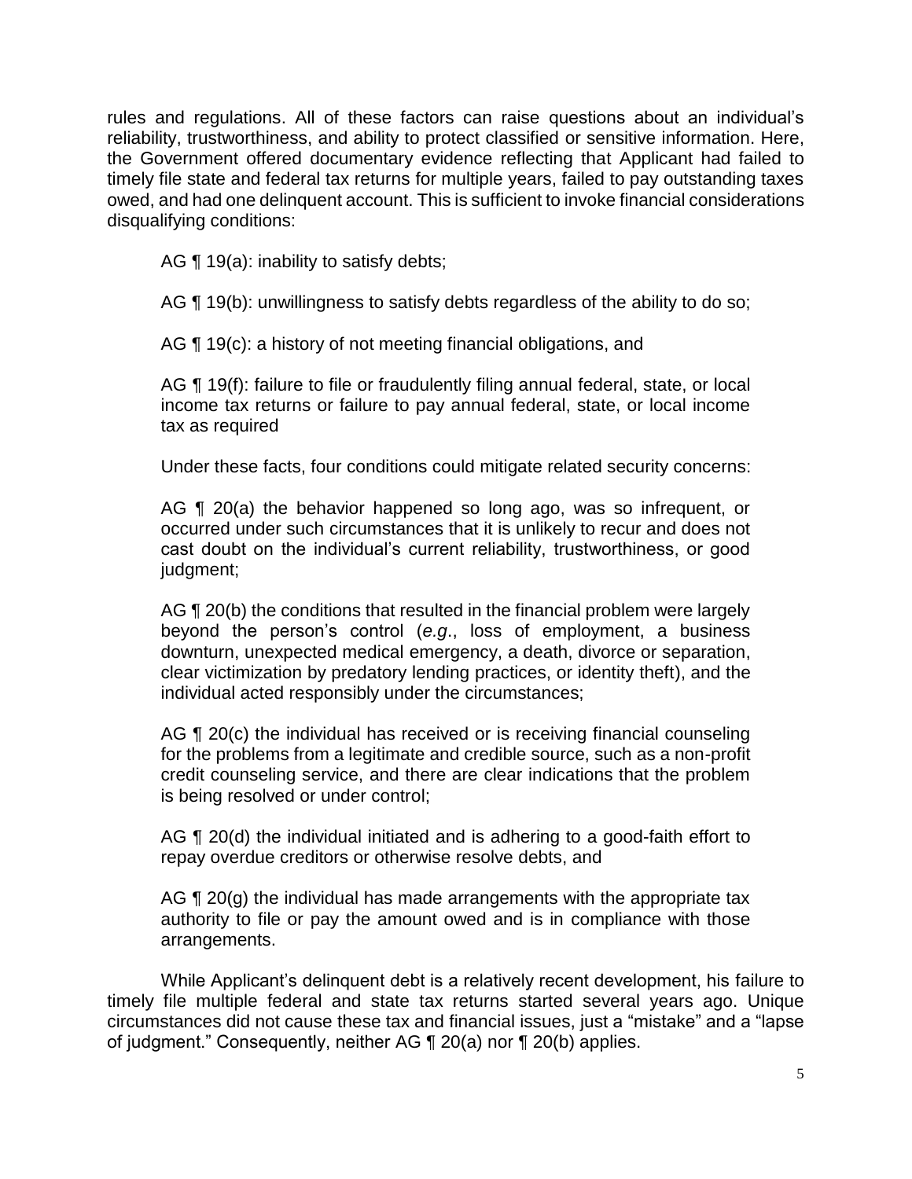rules and regulations. All of these factors can raise questions about an individual's reliability, trustworthiness, and ability to protect classified or sensitive information. Here, the Government offered documentary evidence reflecting that Applicant had failed to timely file state and federal tax returns for multiple years, failed to pay outstanding taxes owed, and had one delinquent account. This is sufficient to invoke financial considerations disqualifying conditions:

> AG ¶ 19(a): inability to satisfy debts;
>
> AG ¶ 19(b): unwillingness to satisfy debts regardless of the ability to do so;
>
> AG ¶ 19(c): a history of not meeting financial obligations, and
>
> AG ¶ 19(f): failure to file or fraudulently filing annual federal, state, or local income tax returns or failure to pay annual federal, state, or local income tax as required

Under these facts, four conditions could mitigate related security concerns:

> AG ¶ 20(a) the behavior happened so long ago, was so infrequent, or occurred under such circumstances that it is unlikely to recur and does not cast doubt on the individual's current reliability, trustworthiness, or good judgment;
>
> AG ¶ 20(b) the conditions that resulted in the financial problem were largely beyond the person's control (*e.g.*, loss of employment, a business downturn, unexpected medical emergency, a death, divorce or separation, clear victimization by predatory lending practices, or identity theft), and the individual acted responsibly under the circumstances;
>
> AG ¶ 20(c) the individual has received or is receiving financial counseling for the problems from a legitimate and credible source, such as a non-profit credit counseling service, and there are clear indications that the problem is being resolved or under control;
>
> AG ¶ 20(d) the individual initiated and is adhering to a good-faith effort to repay overdue creditors or otherwise resolve debts, and
>
> AG ¶ 20(g) the individual has made arrangements with the appropriate tax authority to file or pay the amount owed and is in compliance with those arrangements.

While Applicant's delinquent debt is a relatively recent development, his failure to timely file multiple federal and state tax returns started several years ago. Unique circumstances did not cause these tax and financial issues, just a "mistake" and a "lapse of judgment." Consequently, neither AG ¶ 20(a) nor ¶ 20(b) applies.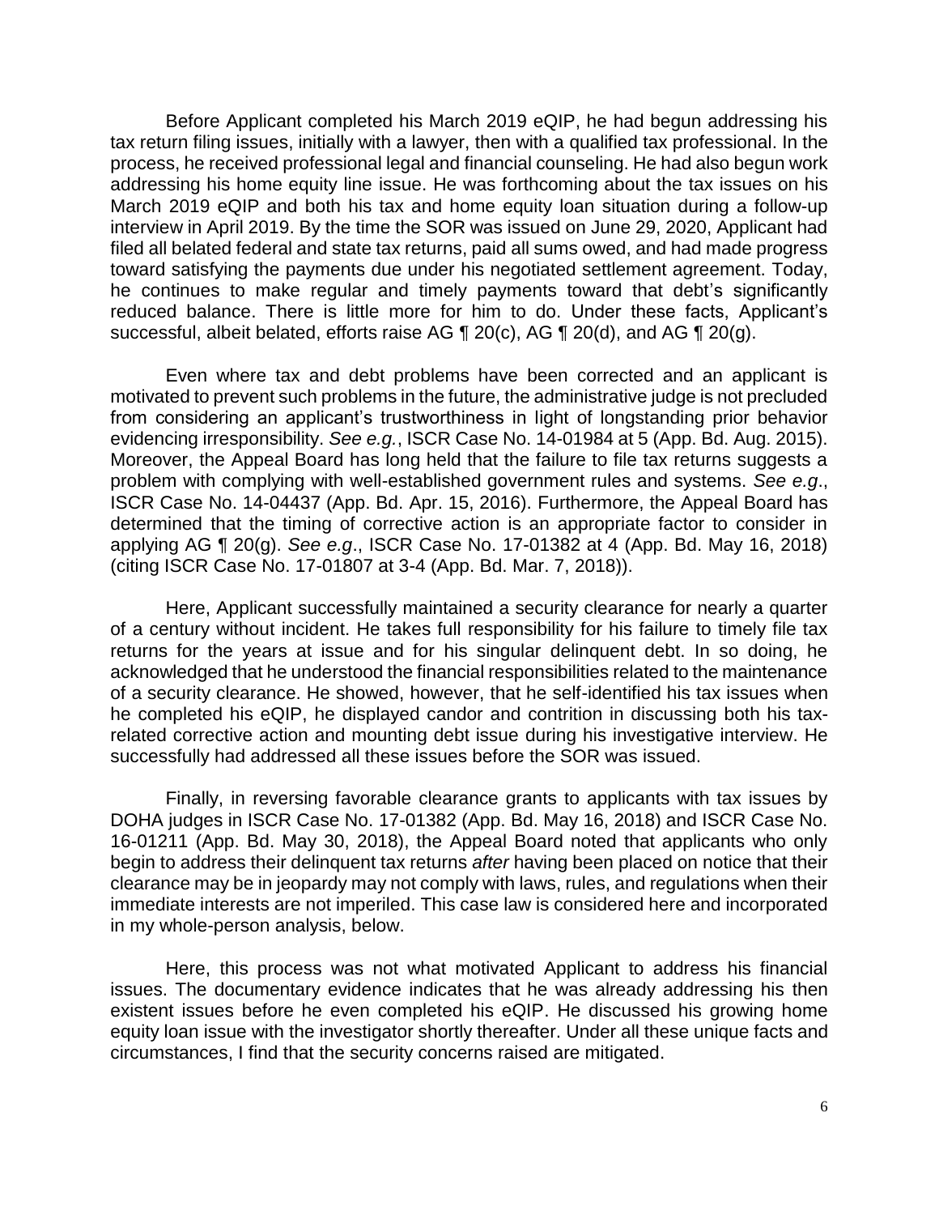Before Applicant completed his March 2019 eQIP, he had begun addressing his tax return filing issues, initially with a lawyer, then with a qualified tax professional. In the process, he received professional legal and financial counseling. He had also begun work addressing his home equity line issue. He was forthcoming about the tax issues on his March 2019 eQIP and both his tax and home equity loan situation during a follow-up interview in April 2019. By the time the SOR was issued on June 29, 2020, Applicant had filed all belated federal and state tax returns, paid all sums owed, and had made progress toward satisfying the payments due under his negotiated settlement agreement. Today, he continues to make regular and timely payments toward that debt's significantly reduced balance. There is little more for him to do. Under these facts, Applicant's successful, albeit belated, efforts raise AG ¶ 20(c), AG ¶ 20(d), and AG ¶ 20(g).

Even where tax and debt problems have been corrected and an applicant is motivated to prevent such problems in the future, the administrative judge is not precluded from considering an applicant's trustworthiness in light of longstanding prior behavior evidencing irresponsibility. *See e.g.*, ISCR Case No. 14-01984 at 5 (App. Bd. Aug. 2015). Moreover, the Appeal Board has long held that the failure to file tax returns suggests a problem with complying with well-established government rules and systems. *See e.g*., ISCR Case No. 14-04437 (App. Bd. Apr. 15, 2016). Furthermore, the Appeal Board has determined that the timing of corrective action is an appropriate factor to consider in applying AG ¶ 20(g). *See e.g*., ISCR Case No. 17-01382 at 4 (App. Bd. May 16, 2018) (citing ISCR Case No. 17-01807 at 3-4 (App. Bd. Mar. 7, 2018)).

Here, Applicant successfully maintained a security clearance for nearly a quarter of a century without incident. He takes full responsibility for his failure to timely file tax returns for the years at issue and for his singular delinquent debt. In so doing, he acknowledged that he understood the financial responsibilities related to the maintenance of a security clearance. He showed, however, that he self-identified his tax issues when he completed his eQIP, he displayed candor and contrition in discussing both his tax-related corrective action and mounting debt issue during his investigative interview. He successfully had addressed all these issues before the SOR was issued.

Finally, in reversing favorable clearance grants to applicants with tax issues by DOHA judges in ISCR Case No. 17-01382 (App. Bd. May 16, 2018) and ISCR Case No. 16-01211 (App. Bd. May 30, 2018), the Appeal Board noted that applicants who only begin to address their delinquent tax returns *after* having been placed on notice that their clearance may be in jeopardy may not comply with laws, rules, and regulations when their immediate interests are not imperiled. This case law is considered here and incorporated in my whole-person analysis, below.

Here, this process was not what motivated Applicant to address his financial issues. The documentary evidence indicates that he was already addressing his then existent issues before he even completed his eQIP. He discussed his growing home equity loan issue with the investigator shortly thereafter. Under all these unique facts and circumstances, I find that the security concerns raised are mitigated.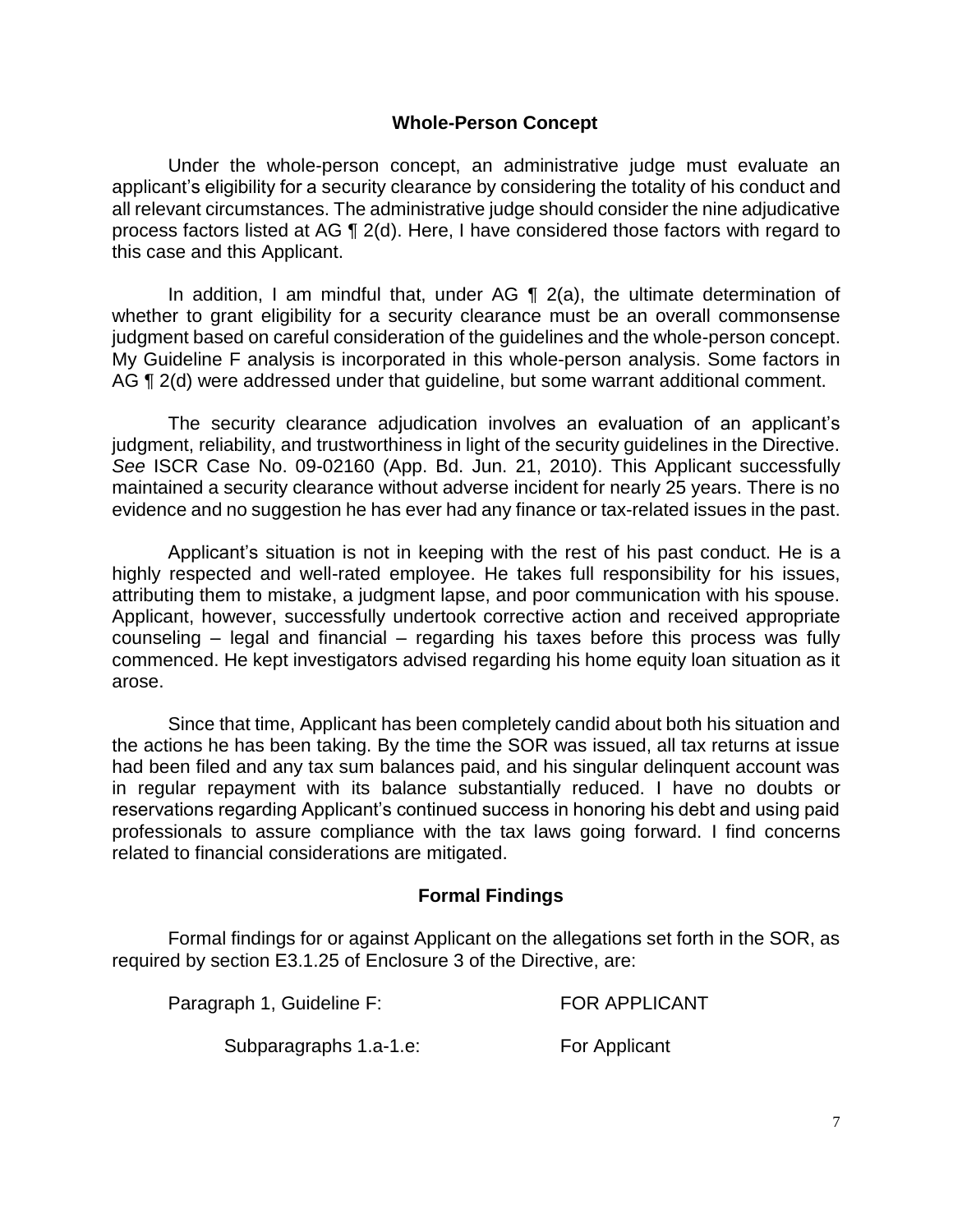## Whole-Person Concept

Under the whole-person concept, an administrative judge must evaluate an applicant's eligibility for a security clearance by considering the totality of his conduct and all relevant circumstances. The administrative judge should consider the nine adjudicative process factors listed at AG ¶ 2(d). Here, I have considered those factors with regard to this case and this Applicant.

In addition, I am mindful that, under AG ¶ 2(a), the ultimate determination of whether to grant eligibility for a security clearance must be an overall commonsense judgment based on careful consideration of the guidelines and the whole-person concept. My Guideline F analysis is incorporated in this whole-person analysis. Some factors in AG ¶ 2(d) were addressed under that guideline, but some warrant additional comment.

The security clearance adjudication involves an evaluation of an applicant's judgment, reliability, and trustworthiness in light of the security guidelines in the Directive. *See* ISCR Case No. 09-02160 (App. Bd. Jun. 21, 2010). This Applicant successfully maintained a security clearance without adverse incident for nearly 25 years. There is no evidence and no suggestion he has ever had any finance or tax-related issues in the past.

Applicant's situation is not in keeping with the rest of his past conduct. He is a highly respected and well-rated employee. He takes full responsibility for his issues, attributing them to mistake, a judgment lapse, and poor communication with his spouse. Applicant, however, successfully undertook corrective action and received appropriate counseling – legal and financial – regarding his taxes before this process was fully commenced. He kept investigators advised regarding his home equity loan situation as it arose.

Since that time, Applicant has been completely candid about both his situation and the actions he has been taking. By the time the SOR was issued, all tax returns at issue had been filed and any tax sum balances paid, and his singular delinquent account was in regular repayment with its balance substantially reduced. I have no doubts or reservations regarding Applicant's continued success in honoring his debt and using paid professionals to assure compliance with the tax laws going forward. I find concerns related to financial considerations are mitigated.

## Formal Findings

Formal findings for or against Applicant on the allegations set forth in the SOR, as required by section E3.1.25 of Enclosure 3 of the Directive, are:

Paragraph 1, Guideline F: FOR APPLICANT

Subparagraphs 1.a-1.e: For Applicant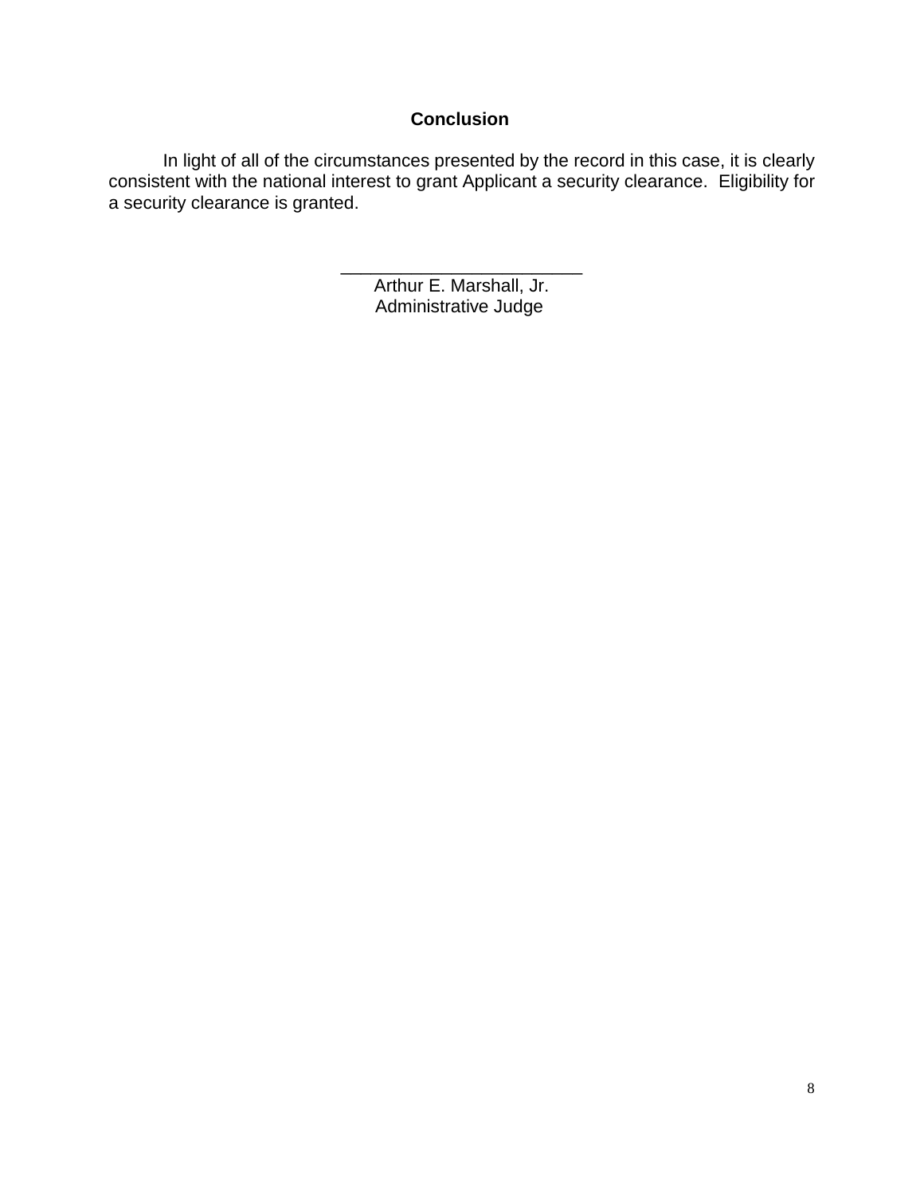## Conclusion

In light of all of the circumstances presented by the record in this case, it is clearly consistent with the national interest to grant Applicant a security clearance. Eligibility for a security clearance is granted.

\_\_\_\_\_\_\_\_\_\_\_\_\_\_\_\_\_\_\_\_\_\_\_\_\_

Arthur E. Marshall, Jr.
Administrative Judge